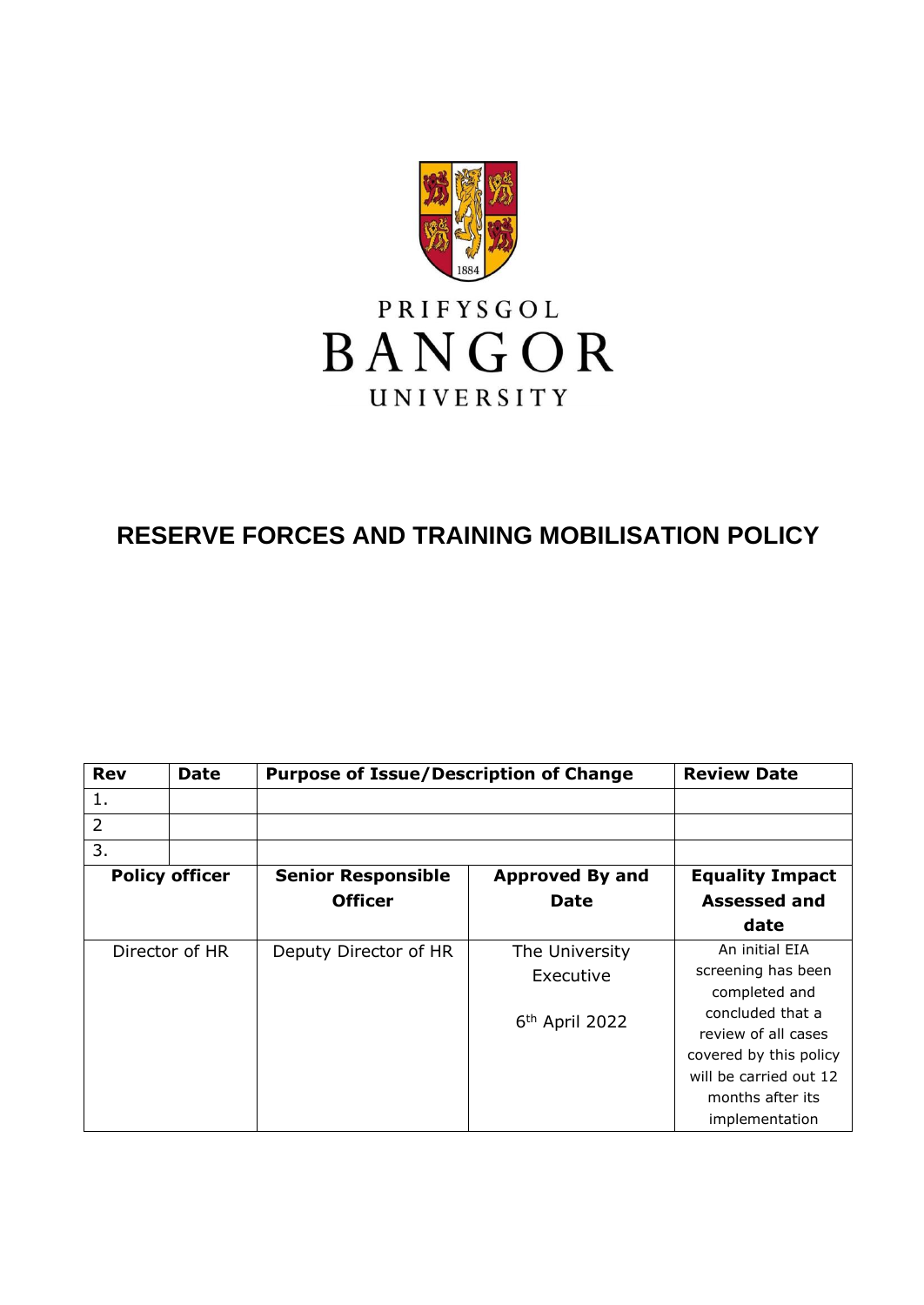PRIFYSGOL
BANGOR
UNIVERSITY

# RESERVE FORCES AND TRAINING MOBILISATION POLICY

| Rev | Date | Purpose of Issue/Description of Change | | Review Date |
|---|---|---|---|---|
| 1. | | | | |
| 2 | | | | |
| 3. | | | | |
| **Policy officer** | | **Senior Responsible Officer** | **Approved By and Date** | **Equality Impact Assessed and date** |
| Director of HR | | Deputy Director of HR | The University Executive<br><br>6th April 2022 | An initial EIA screening has been completed and concluded that a review of all cases covered by this policy will be carried out 12 months after its implementation |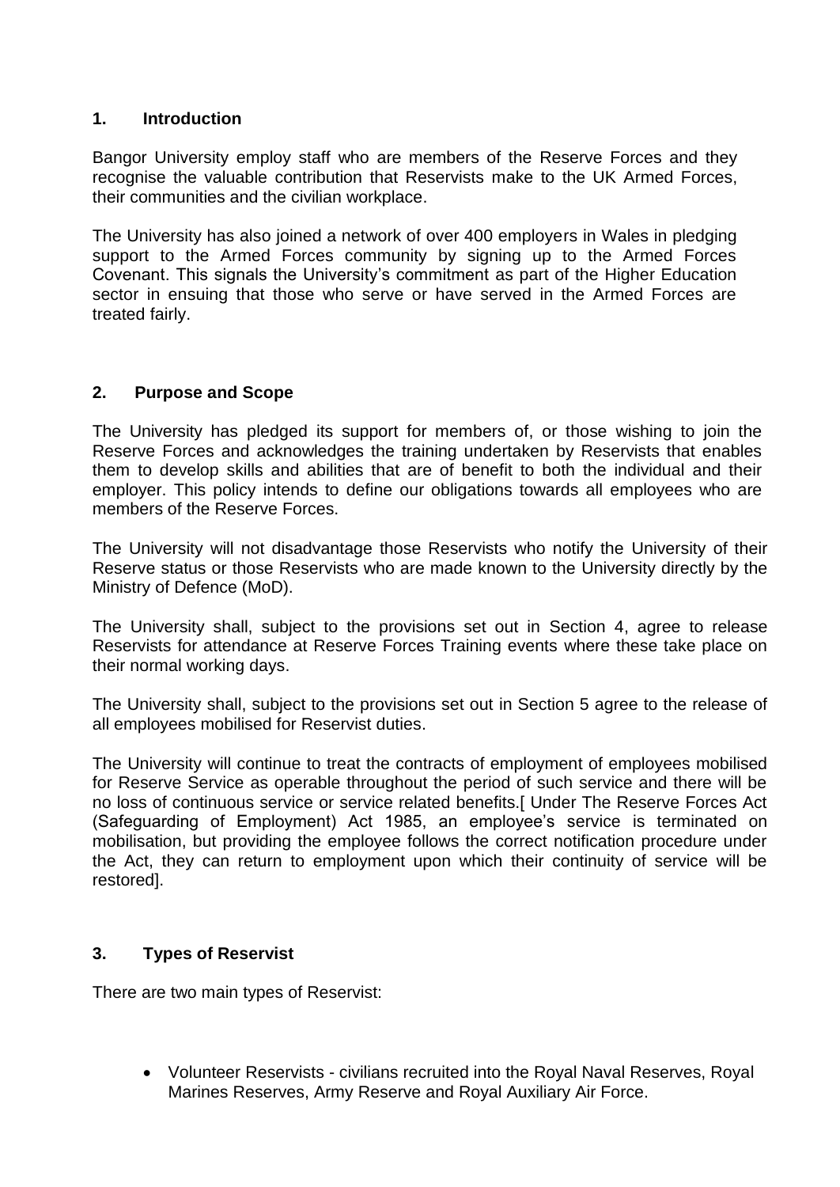## 1. Introduction

Bangor University employ staff who are members of the Reserve Forces and they recognise the valuable contribution that Reservists make to the UK Armed Forces, their communities and the civilian workplace.

The University has also joined a network of over 400 employers in Wales in pledging support to the Armed Forces community by signing up to the Armed Forces Covenant. This signals the University's commitment as part of the Higher Education sector in ensuing that those who serve or have served in the Armed Forces are treated fairly.

## 2. Purpose and Scope

The University has pledged its support for members of, or those wishing to join the Reserve Forces and acknowledges the training undertaken by Reservists that enables them to develop skills and abilities that are of benefit to both the individual and their employer. This policy intends to define our obligations towards all employees who are members of the Reserve Forces.

The University will not disadvantage those Reservists who notify the University of their Reserve status or those Reservists who are made known to the University directly by the Ministry of Defence (MoD).

The University shall, subject to the provisions set out in Section 4, agree to release Reservists for attendance at Reserve Forces Training events where these take place on their normal working days.

The University shall, subject to the provisions set out in Section 5 agree to the release of all employees mobilised for Reservist duties.

The University will continue to treat the contracts of employment of employees mobilised for Reserve Service as operable throughout the period of such service and there will be no loss of continuous service or service related benefits.[ Under The Reserve Forces Act (Safeguarding of Employment) Act 1985, an employee's service is terminated on mobilisation, but providing the employee follows the correct notification procedure under the Act, they can return to employment upon which their continuity of service will be restored].

## 3. Types of Reservist

There are two main types of Reservist:

- Volunteer Reservists - civilians recruited into the Royal Naval Reserves, Royal Marines Reserves, Army Reserve and Royal Auxiliary Air Force.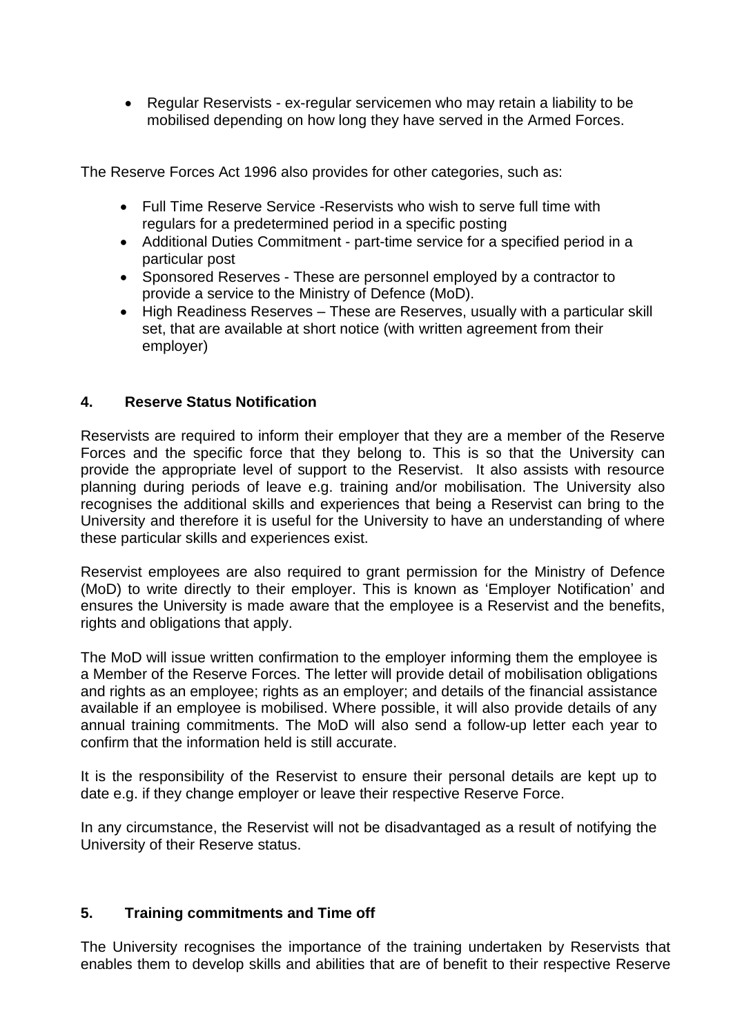- Regular Reservists - ex-regular servicemen who may retain a liability to be mobilised depending on how long they have served in the Armed Forces.

The Reserve Forces Act 1996 also provides for other categories, such as:

- Full Time Reserve Service -Reservists who wish to serve full time with regulars for a predetermined period in a specific posting
- Additional Duties Commitment - part-time service for a specified period in a particular post
- Sponsored Reserves - These are personnel employed by a contractor to provide a service to the Ministry of Defence (MoD).
- High Readiness Reserves – These are Reserves, usually with a particular skill set, that are available at short notice (with written agreement from their employer)

## 4. Reserve Status Notification

Reservists are required to inform their employer that they are a member of the Reserve Forces and the specific force that they belong to. This is so that the University can provide the appropriate level of support to the Reservist. It also assists with resource planning during periods of leave e.g. training and/or mobilisation. The University also recognises the additional skills and experiences that being a Reservist can bring to the University and therefore it is useful for the University to have an understanding of where these particular skills and experiences exist.

Reservist employees are also required to grant permission for the Ministry of Defence (MoD) to write directly to their employer. This is known as 'Employer Notification' and ensures the University is made aware that the employee is a Reservist and the benefits, rights and obligations that apply.

The MoD will issue written confirmation to the employer informing them the employee is a Member of the Reserve Forces. The letter will provide detail of mobilisation obligations and rights as an employee; rights as an employer; and details of the financial assistance available if an employee is mobilised. Where possible, it will also provide details of any annual training commitments. The MoD will also send a follow-up letter each year to confirm that the information held is still accurate.

It is the responsibility of the Reservist to ensure their personal details are kept up to date e.g. if they change employer or leave their respective Reserve Force.

In any circumstance, the Reservist will not be disadvantaged as a result of notifying the University of their Reserve status.

## 5. Training commitments and Time off

The University recognises the importance of the training undertaken by Reservists that enables them to develop skills and abilities that are of benefit to their respective Reserve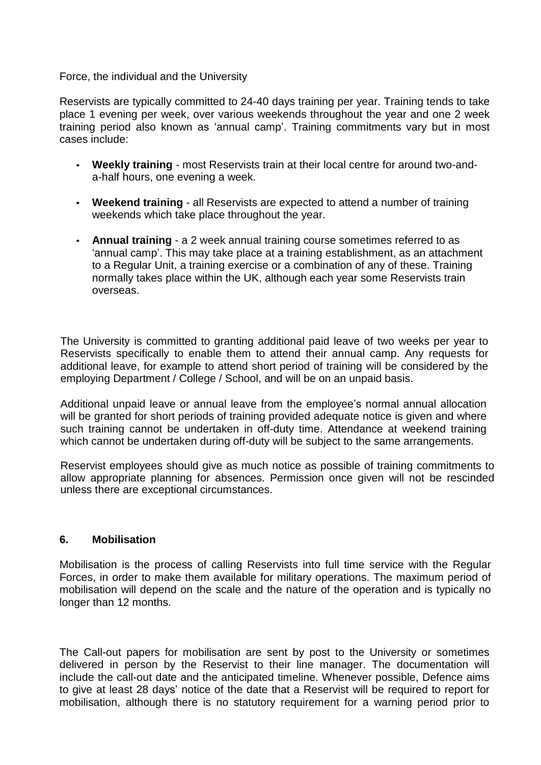Force, the individual and the University

Reservists are typically committed to 24-40 days training per year. Training tends to take place 1 evening per week, over various weekends throughout the year and one 2 week training period also known as 'annual camp'. Training commitments vary but in most cases include:

- **Weekly training** - most Reservists train at their local centre for around two-and-a-half hours, one evening a week.
- **Weekend training** - all Reservists are expected to attend a number of training weekends which take place throughout the year.
- **Annual training** - a 2 week annual training course sometimes referred to as 'annual camp'. This may take place at a training establishment, as an attachment to a Regular Unit, a training exercise or a combination of any of these. Training normally takes place within the UK, although each year some Reservists train overseas.

The University is committed to granting additional paid leave of two weeks per year to Reservists specifically to enable them to attend their annual camp. Any requests for additional leave, for example to attend short period of training will be considered by the employing Department / College / School, and will be on an unpaid basis.

Additional unpaid leave or annual leave from the employee's normal annual allocation will be granted for short periods of training provided adequate notice is given and where such training cannot be undertaken in off-duty time. Attendance at weekend training which cannot be undertaken during off-duty will be subject to the same arrangements.

Reservist employees should give as much notice as possible of training commitments to allow appropriate planning for absences. Permission once given will not be rescinded unless there are exceptional circumstances.

## 6. Mobilisation

Mobilisation is the process of calling Reservists into full time service with the Regular Forces, in order to make them available for military operations. The maximum period of mobilisation will depend on the scale and the nature of the operation and is typically no longer than 12 months.

The Call-out papers for mobilisation are sent by post to the University or sometimes delivered in person by the Reservist to their line manager. The documentation will include the call-out date and the anticipated timeline. Whenever possible, Defence aims to give at least 28 days' notice of the date that a Reservist will be required to report for mobilisation, although there is no statutory requirement for a warning period prior to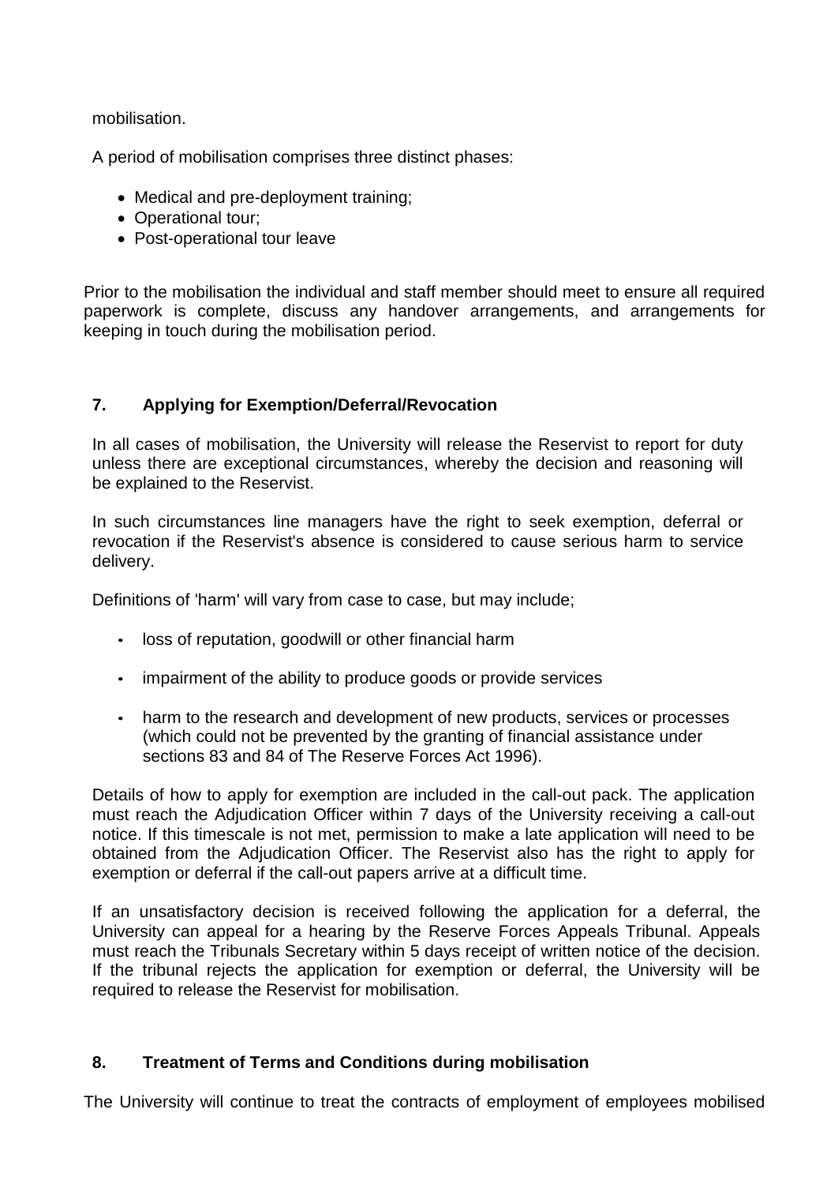mobilisation.

A period of mobilisation comprises three distinct phases:

- Medical and pre-deployment training;
- Operational tour;
- Post-operational tour leave

Prior to the mobilisation the individual and staff member should meet to ensure all required paperwork is complete, discuss any handover arrangements, and arrangements for keeping in touch during the mobilisation period.

## 7. Applying for Exemption/Deferral/Revocation

In all cases of mobilisation, the University will release the Reservist to report for duty unless there are exceptional circumstances, whereby the decision and reasoning will be explained to the Reservist.

In such circumstances line managers have the right to seek exemption, deferral or revocation if the Reservist's absence is considered to cause serious harm to service delivery.

Definitions of 'harm' will vary from case to case, but may include;

- loss of reputation, goodwill or other financial harm
- impairment of the ability to produce goods or provide services
- harm to the research and development of new products, services or processes (which could not be prevented by the granting of financial assistance under sections 83 and 84 of The Reserve Forces Act 1996).

Details of how to apply for exemption are included in the call-out pack. The application must reach the Adjudication Officer within 7 days of the University receiving a call-out notice. If this timescale is not met, permission to make a late application will need to be obtained from the Adjudication Officer. The Reservist also has the right to apply for exemption or deferral if the call-out papers arrive at a difficult time.

If an unsatisfactory decision is received following the application for a deferral, the University can appeal for a hearing by the Reserve Forces Appeals Tribunal. Appeals must reach the Tribunals Secretary within 5 days receipt of written notice of the decision. If the tribunal rejects the application for exemption or deferral, the University will be required to release the Reservist for mobilisation.

## 8. Treatment of Terms and Conditions during mobilisation

The University will continue to treat the contracts of employment of employees mobilised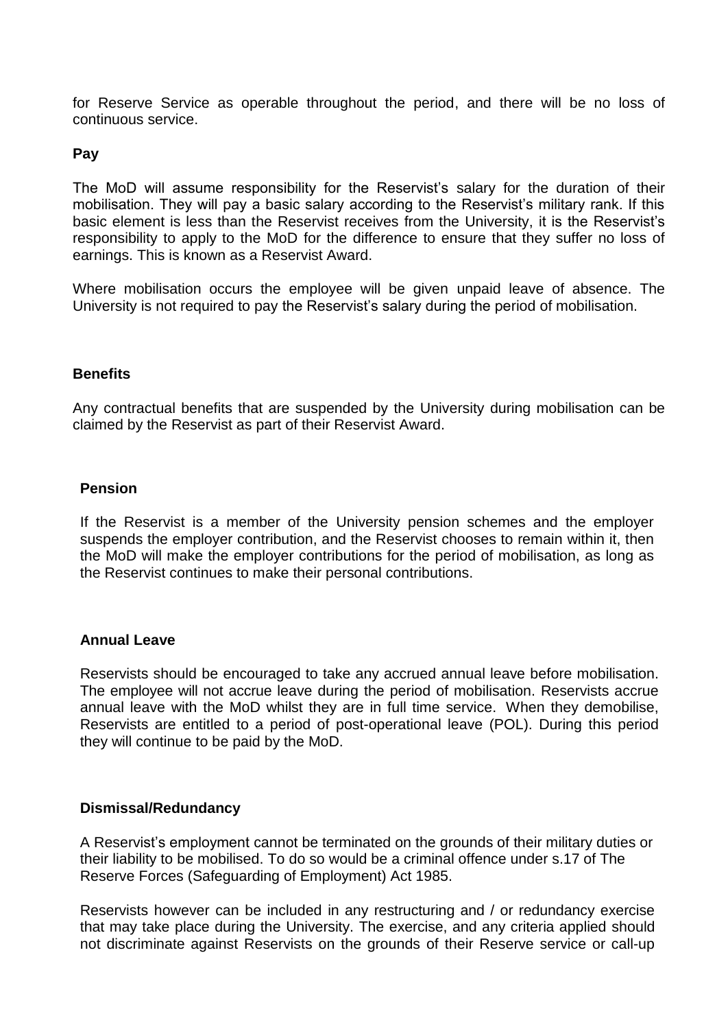for Reserve Service as operable throughout the period, and there will be no loss of continuous service.

**Pay**

The MoD will assume responsibility for the Reservist's salary for the duration of their mobilisation. They will pay a basic salary according to the Reservist's military rank. If this basic element is less than the Reservist receives from the University, it is the Reservist's responsibility to apply to the MoD for the difference to ensure that they suffer no loss of earnings. This is known as a Reservist Award.

Where mobilisation occurs the employee will be given unpaid leave of absence. The University is not required to pay the Reservist's salary during the period of mobilisation.

**Benefits**

Any contractual benefits that are suspended by the University during mobilisation can be claimed by the Reservist as part of their Reservist Award.

**Pension**

If the Reservist is a member of the University pension schemes and the employer suspends the employer contribution, and the Reservist chooses to remain within it, then the MoD will make the employer contributions for the period of mobilisation, as long as the Reservist continues to make their personal contributions.

**Annual Leave**

Reservists should be encouraged to take any accrued annual leave before mobilisation. The employee will not accrue leave during the period of mobilisation. Reservists accrue annual leave with the MoD whilst they are in full time service. When they demobilise, Reservists are entitled to a period of post-operational leave (POL). During this period they will continue to be paid by the MoD.

**Dismissal/Redundancy**

A Reservist's employment cannot be terminated on the grounds of their military duties or their liability to be mobilised. To do so would be a criminal offence under s.17 of The Reserve Forces (Safeguarding of Employment) Act 1985.

Reservists however can be included in any restructuring and / or redundancy exercise that may take place during the University. The exercise, and any criteria applied should not discriminate against Reservists on the grounds of their Reserve service or call-up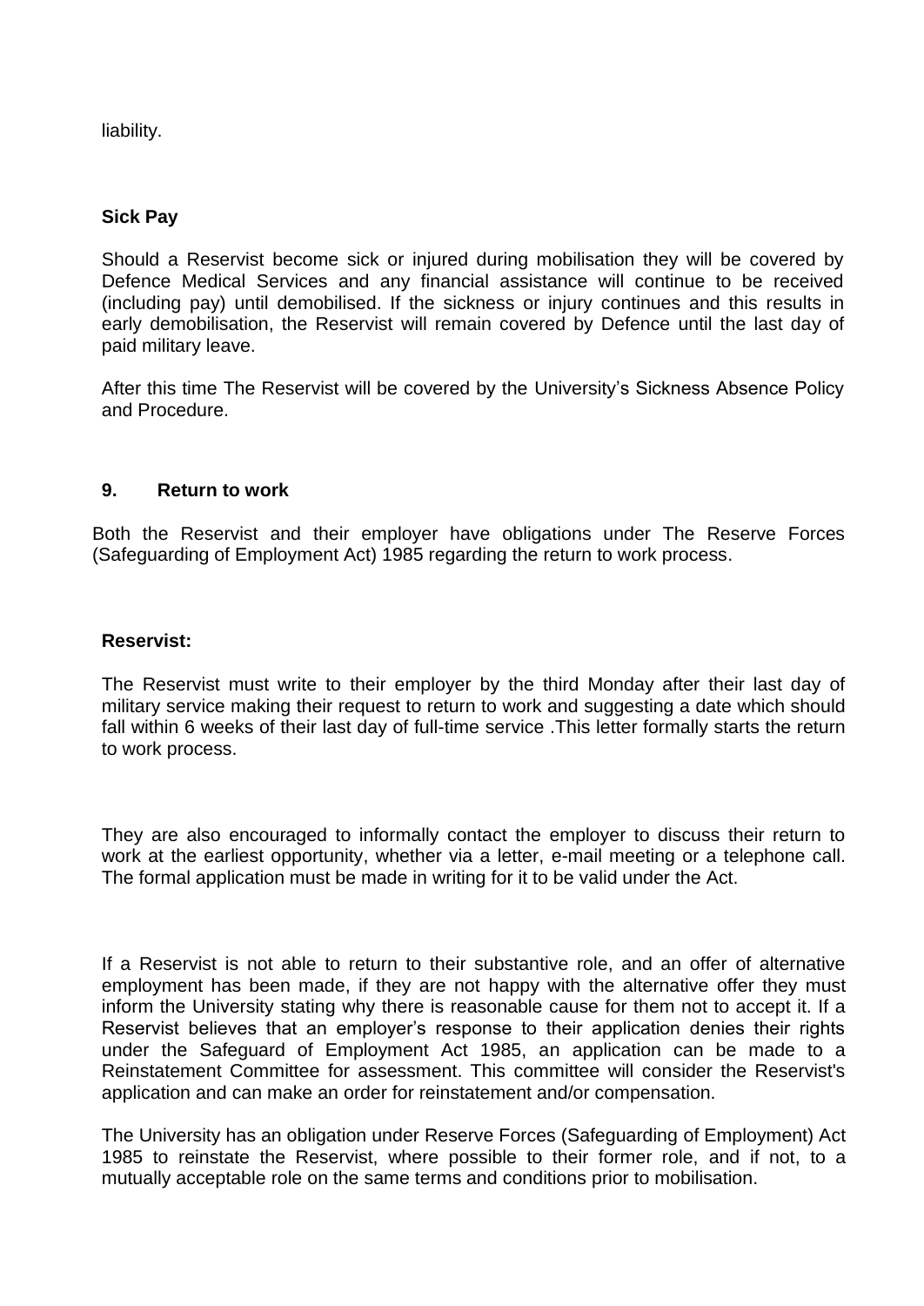liability.

**Sick Pay**

Should a Reservist become sick or injured during mobilisation they will be covered by Defence Medical Services and any financial assistance will continue to be received (including pay) until demobilised. If the sickness or injury continues and this results in early demobilisation, the Reservist will remain covered by Defence until the last day of paid military leave.

After this time The Reservist will be covered by the University's Sickness Absence Policy and Procedure.

## 9. Return to work

Both the Reservist and their employer have obligations under The Reserve Forces (Safeguarding of Employment Act) 1985 regarding the return to work process.

**Reservist:**

The Reservist must write to their employer by the third Monday after their last day of military service making their request to return to work and suggesting a date which should fall within 6 weeks of their last day of full-time service .This letter formally starts the return to work process.

They are also encouraged to informally contact the employer to discuss their return to work at the earliest opportunity, whether via a letter, e-mail meeting or a telephone call. The formal application must be made in writing for it to be valid under the Act.

If a Reservist is not able to return to their substantive role, and an offer of alternative employment has been made, if they are not happy with the alternative offer they must inform the University stating why there is reasonable cause for them not to accept it. If a Reservist believes that an employer's response to their application denies their rights under the Safeguard of Employment Act 1985, an application can be made to a Reinstatement Committee for assessment. This committee will consider the Reservist's application and can make an order for reinstatement and/or compensation.

The University has an obligation under Reserve Forces (Safeguarding of Employment) Act 1985 to reinstate the Reservist, where possible to their former role, and if not, to a mutually acceptable role on the same terms and conditions prior to mobilisation.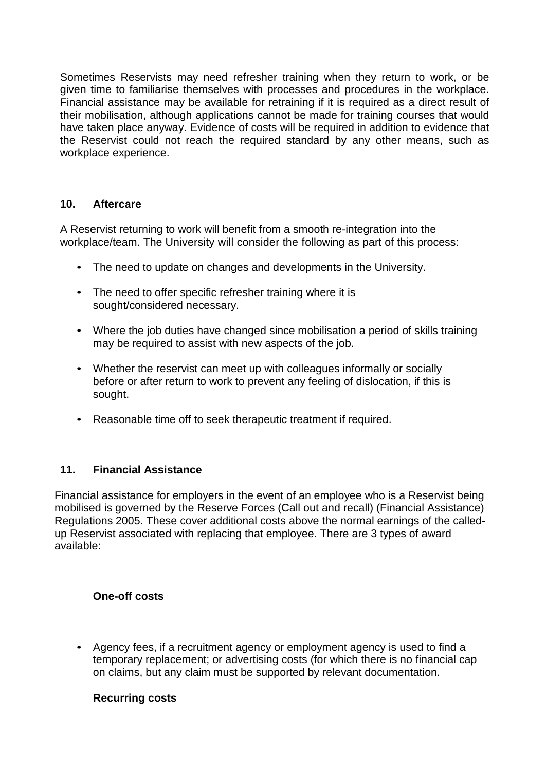Sometimes Reservists may need refresher training when they return to work, or be given time to familiarise themselves with processes and procedures in the workplace. Financial assistance may be available for retraining if it is required as a direct result of their mobilisation, although applications cannot be made for training courses that would have taken place anyway. Evidence of costs will be required in addition to evidence that the Reservist could not reach the required standard by any other means, such as workplace experience.

## 10. Aftercare

A Reservist returning to work will benefit from a smooth re-integration into the workplace/team. The University will consider the following as part of this process:

- The need to update on changes and developments in the University.
- The need to offer specific refresher training where it is sought/considered necessary.
- Where the job duties have changed since mobilisation a period of skills training may be required to assist with new aspects of the job.
- Whether the reservist can meet up with colleagues informally or socially before or after return to work to prevent any feeling of dislocation, if this is sought.
- Reasonable time off to seek therapeutic treatment if required.

## 11. Financial Assistance

Financial assistance for employers in the event of an employee who is a Reservist being mobilised is governed by the Reserve Forces (Call out and recall) (Financial Assistance) Regulations 2005. These cover additional costs above the normal earnings of the called-up Reservist associated with replacing that employee. There are 3 types of award available:

### One-off costs

- Agency fees, if a recruitment agency or employment agency is used to find a temporary replacement; or advertising costs (for which there is no financial cap on claims, but any claim must be supported by relevant documentation.

### Recurring costs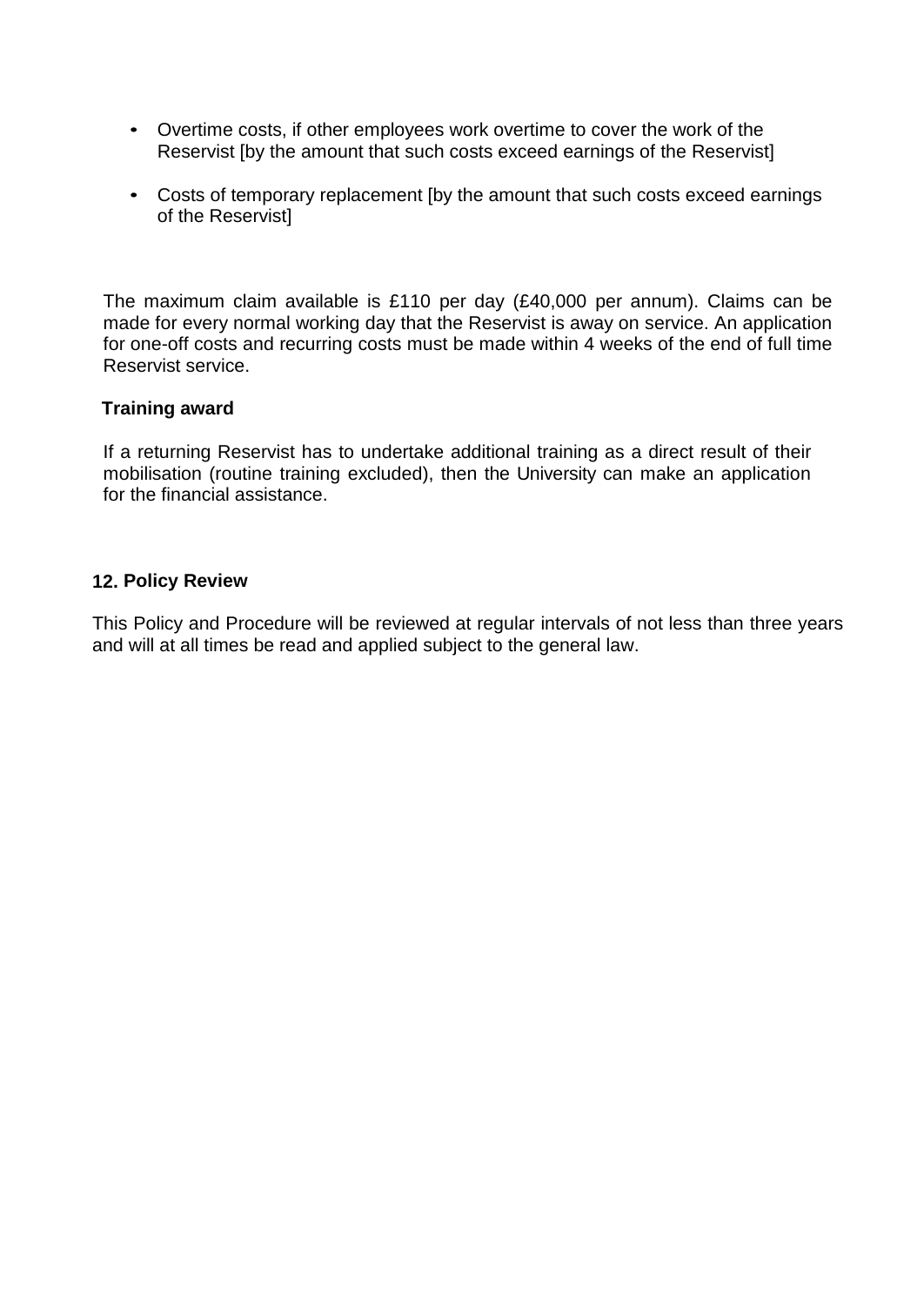- Overtime costs, if other employees work overtime to cover the work of the Reservist [by the amount that such costs exceed earnings of the Reservist]
- Costs of temporary replacement [by the amount that such costs exceed earnings of the Reservist]

The maximum claim available is £110 per day (£40,000 per annum). Claims can be made for every normal working day that the Reservist is away on service. An application for one-off costs and recurring costs must be made within 4 weeks of the end of full time Reservist service.

**Training award**

If a returning Reservist has to undertake additional training as a direct result of their mobilisation (routine training excluded), then the University can make an application for the financial assistance.

## 12. Policy Review

This Policy and Procedure will be reviewed at regular intervals of not less than three years and will at all times be read and applied subject to the general law.